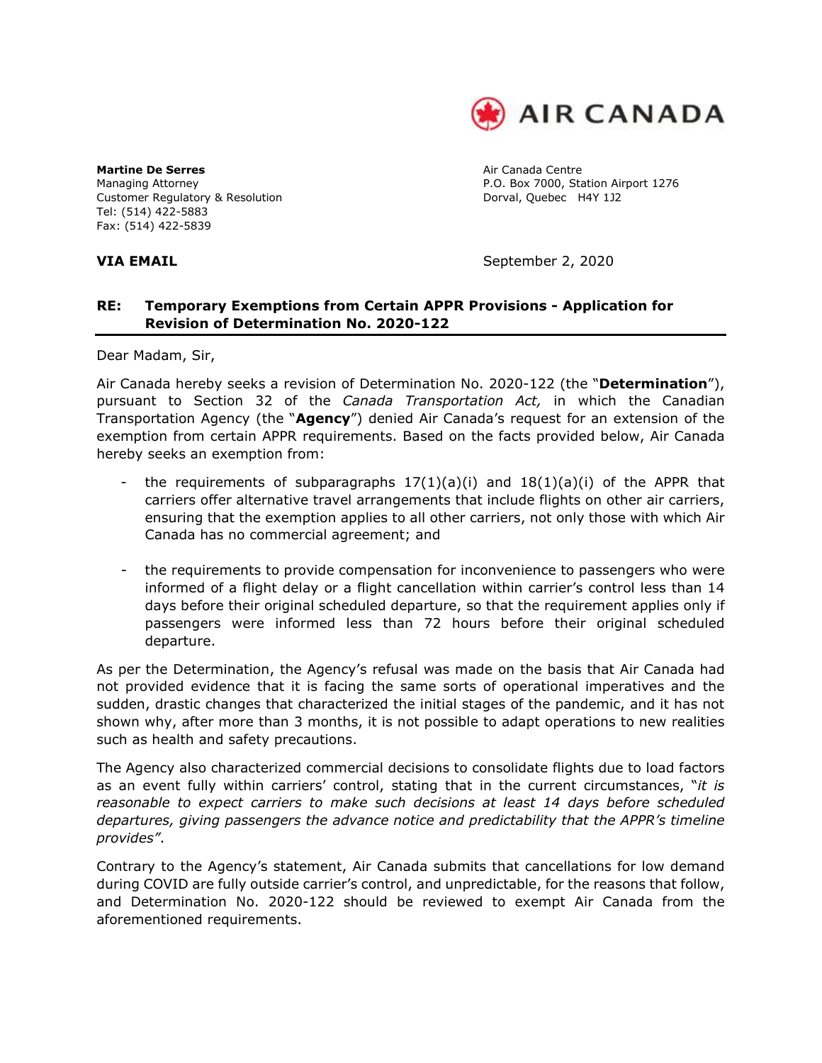AIR CANADA

**Martine De Serres**
Managing Attorney
Customer Regulatory & Resolution
Tel: (514) 422-5883
Fax: (514) 422-5839

Air Canada Centre
P.O. Box 7000, Station Airport 1276
Dorval, Quebec H4Y 1J2

**VIA EMAIL**

September 2, 2020

**RE: Temporary Exemptions from Certain APPR Provisions - Application for Revision of Determination No. 2020-122**

Dear Madam, Sir,

Air Canada hereby seeks a revision of Determination No. 2020-122 (the "**Determination**"), pursuant to Section 32 of the *Canada Transportation Act,* in which the Canadian Transportation Agency (the "**Agency**") denied Air Canada's request for an extension of the exemption from certain APPR requirements. Based on the facts provided below, Air Canada hereby seeks an exemption from:

- the requirements of subparagraphs 17(1)(a)(i) and 18(1)(a)(i) of the APPR that carriers offer alternative travel arrangements that include flights on other air carriers, ensuring that the exemption applies to all other carriers, not only those with which Air Canada has no commercial agreement; and
- the requirements to provide compensation for inconvenience to passengers who were informed of a flight delay or a flight cancellation within carrier's control less than 14 days before their original scheduled departure, so that the requirement applies only if passengers were informed less than 72 hours before their original scheduled departure.

As per the Determination, the Agency's refusal was made on the basis that Air Canada had not provided evidence that it is facing the same sorts of operational imperatives and the sudden, drastic changes that characterized the initial stages of the pandemic, and it has not shown why, after more than 3 months, it is not possible to adapt operations to new realities such as health and safety precautions.

The Agency also characterized commercial decisions to consolidate flights due to load factors as an event fully within carriers' control, stating that in the current circumstances, "*it is reasonable to expect carriers to make such decisions at least 14 days before scheduled departures, giving passengers the advance notice and predictability that the APPR's timeline provides*".

Contrary to the Agency's statement, Air Canada submits that cancellations for low demand during COVID are fully outside carrier's control, and unpredictable, for the reasons that follow, and Determination No. 2020-122 should be reviewed to exempt Air Canada from the aforementioned requirements.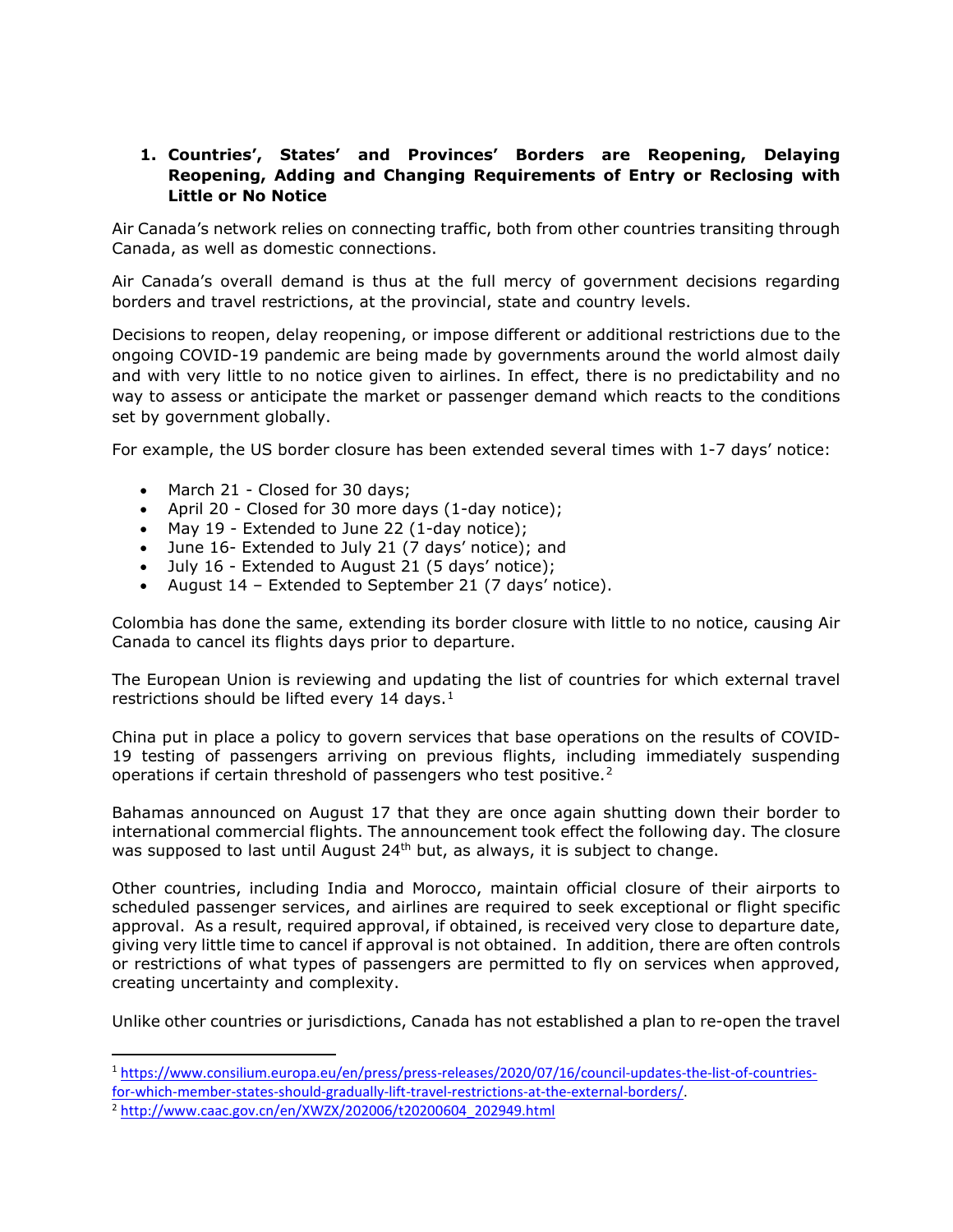1. **Countries', States' and Provinces' Borders are Reopening, Delaying Reopening, Adding and Changing Requirements of Entry or Reclosing with Little or No Notice**

Air Canada's network relies on connecting traffic, both from other countries transiting through Canada, as well as domestic connections.

Air Canada's overall demand is thus at the full mercy of government decisions regarding borders and travel restrictions, at the provincial, state and country levels.

Decisions to reopen, delay reopening, or impose different or additional restrictions due to the ongoing COVID-19 pandemic are being made by governments around the world almost daily and with very little to no notice given to airlines. In effect, there is no predictability and no way to assess or anticipate the market or passenger demand which reacts to the conditions set by government globally.

For example, the US border closure has been extended several times with 1-7 days' notice:

- March 21 - Closed for 30 days;
- April 20 - Closed for 30 more days (1-day notice);
- May 19 - Extended to June 22 (1-day notice);
- June 16- Extended to July 21 (7 days' notice); and
- July 16 - Extended to August 21 (5 days' notice);
- August 14 – Extended to September 21 (7 days' notice).

Colombia has done the same, extending its border closure with little to no notice, causing Air Canada to cancel its flights days prior to departure.

The European Union is reviewing and updating the list of countries for which external travel restrictions should be lifted every 14 days.[1]

China put in place a policy to govern services that base operations on the results of COVID-19 testing of passengers arriving on previous flights, including immediately suspending operations if certain threshold of passengers who test positive.[2]

Bahamas announced on August 17 that they are once again shutting down their border to international commercial flights. The announcement took effect the following day. The closure was supposed to last until August 24th but, as always, it is subject to change.

Other countries, including India and Morocco, maintain official closure of their airports to scheduled passenger services, and airlines are required to seek exceptional or flight specific approval. As a result, required approval, if obtained, is received very close to departure date, giving very little time to cancel if approval is not obtained. In addition, there are often controls or restrictions of what types of passengers are permitted to fly on services when approved, creating uncertainty and complexity.

Unlike other countries or jurisdictions, Canada has not established a plan to re-open the travel

---

[1] https://www.consilium.europa.eu/en/press/press-releases/2020/07/16/council-updates-the-list-of-countries-for-which-member-states-should-gradually-lift-travel-restrictions-at-the-external-borders/.

[2] http://www.caac.gov.cn/en/XWZX/202006/t20200604_202949.html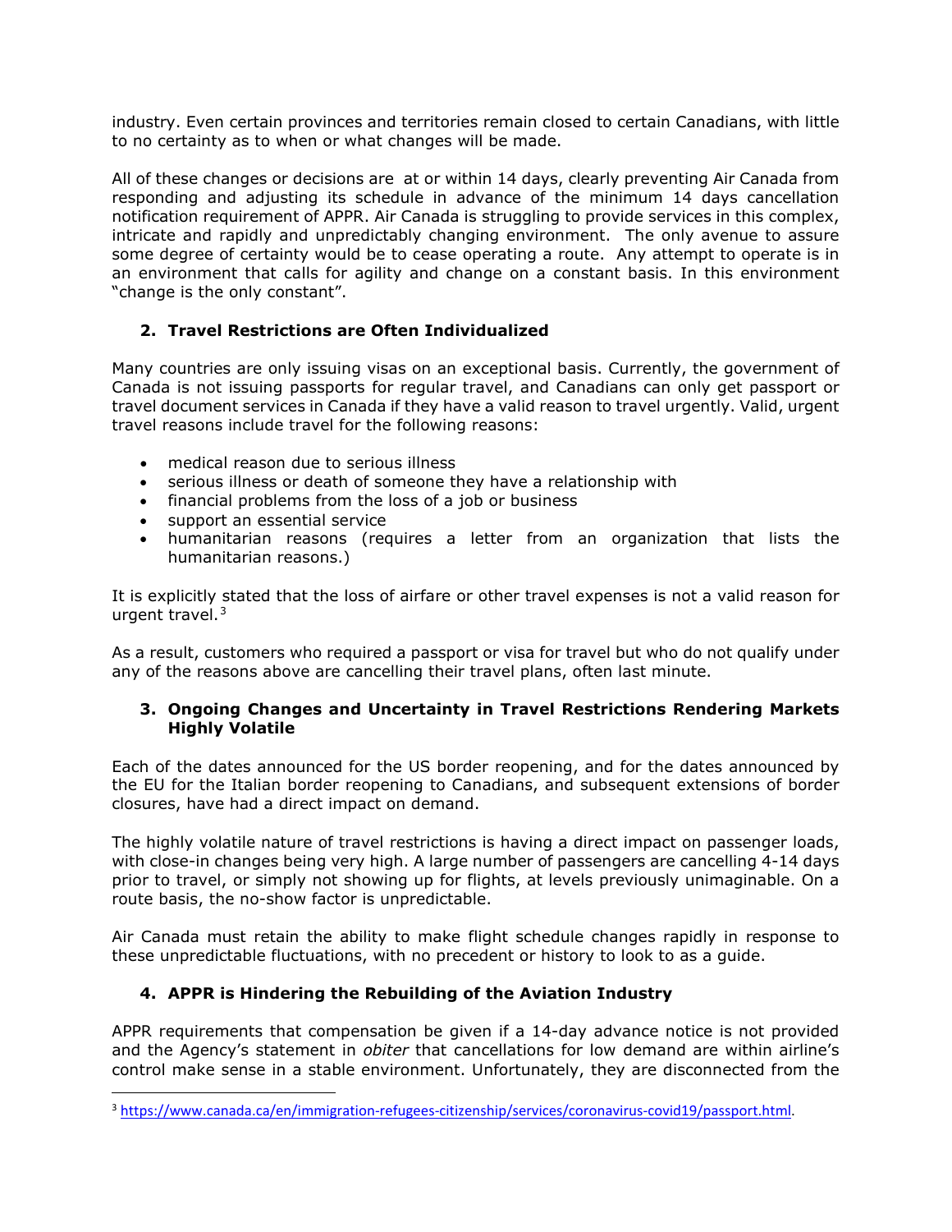industry. Even certain provinces and territories remain closed to certain Canadians, with little to no certainty as to when or what changes will be made.

All of these changes or decisions are at or within 14 days, clearly preventing Air Canada from responding and adjusting its schedule in advance of the minimum 14 days cancellation notification requirement of APPR. Air Canada is struggling to provide services in this complex, intricate and rapidly and unpredictably changing environment. The only avenue to assure some degree of certainty would be to cease operating a route. Any attempt to operate is in an environment that calls for agility and change on a constant basis. In this environment "change is the only constant".

**2. Travel Restrictions are Often Individualized**

Many countries are only issuing visas on an exceptional basis. Currently, the government of Canada is not issuing passports for regular travel, and Canadians can only get passport or travel document services in Canada if they have a valid reason to travel urgently. Valid, urgent travel reasons include travel for the following reasons:

- medical reason due to serious illness
- serious illness or death of someone they have a relationship with
- financial problems from the loss of a job or business
- support an essential service
- humanitarian reasons (requires a letter from an organization that lists the humanitarian reasons.)

It is explicitly stated that the loss of airfare or other travel expenses is not a valid reason for urgent travel.[3]

As a result, customers who required a passport or visa for travel but who do not qualify under any of the reasons above are cancelling their travel plans, often last minute.

**3. Ongoing Changes and Uncertainty in Travel Restrictions Rendering Markets Highly Volatile**

Each of the dates announced for the US border reopening, and for the dates announced by the EU for the Italian border reopening to Canadians, and subsequent extensions of border closures, have had a direct impact on demand.

The highly volatile nature of travel restrictions is having a direct impact on passenger loads, with close-in changes being very high. A large number of passengers are cancelling 4-14 days prior to travel, or simply not showing up for flights, at levels previously unimaginable. On a route basis, the no-show factor is unpredictable.

Air Canada must retain the ability to make flight schedule changes rapidly in response to these unpredictable fluctuations, with no precedent or history to look to as a guide.

**4. APPR is Hindering the Rebuilding of the Aviation Industry**

APPR requirements that compensation be given if a 14-day advance notice is not provided and the Agency's statement in *obiter* that cancellations for low demand are within airline's control make sense in a stable environment. Unfortunately, they are disconnected from the

[3] https://www.canada.ca/en/immigration-refugees-citizenship/services/coronavirus-covid19/passport.html.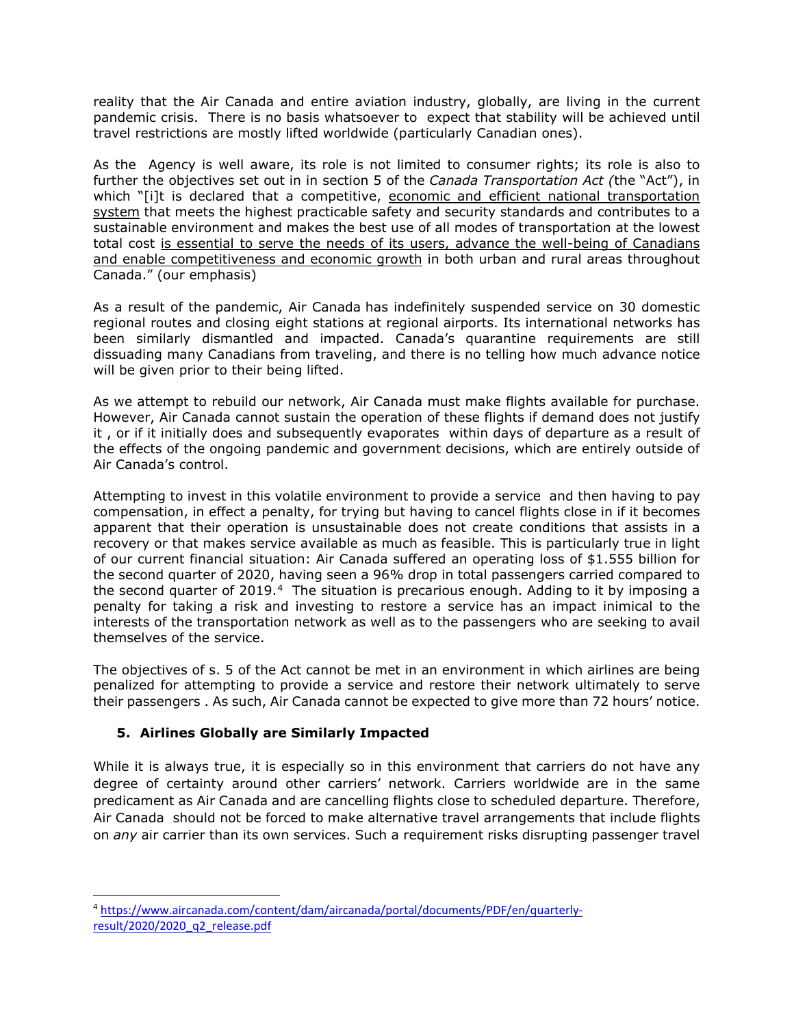reality that the Air Canada and entire aviation industry, globally, are living in the current pandemic crisis. There is no basis whatsoever to expect that stability will be achieved until travel restrictions are mostly lifted worldwide (particularly Canadian ones).

As the Agency is well aware, its role is not limited to consumer rights; its role is also to further the objectives set out in in section 5 of the *Canada Transportation Act (*the "Act"), in which "[i]t is declared that a competitive, economic and efficient national transportation system that meets the highest practicable safety and security standards and contributes to a sustainable environment and makes the best use of all modes of transportation at the lowest total cost is essential to serve the needs of its users, advance the well-being of Canadians and enable competitiveness and economic growth in both urban and rural areas throughout Canada." (our emphasis)

As a result of the pandemic, Air Canada has indefinitely suspended service on 30 domestic regional routes and closing eight stations at regional airports. Its international networks has been similarly dismantled and impacted. Canada's quarantine requirements are still dissuading many Canadians from traveling, and there is no telling how much advance notice will be given prior to their being lifted.

As we attempt to rebuild our network, Air Canada must make flights available for purchase. However, Air Canada cannot sustain the operation of these flights if demand does not justify it , or if it initially does and subsequently evaporates within days of departure as a result of the effects of the ongoing pandemic and government decisions, which are entirely outside of Air Canada's control.

Attempting to invest in this volatile environment to provide a service and then having to pay compensation, in effect a penalty, for trying but having to cancel flights close in if it becomes apparent that their operation is unsustainable does not create conditions that assists in a recovery or that makes service available as much as feasible. This is particularly true in light of our current financial situation: Air Canada suffered an operating loss of $1.555 billion for the second quarter of 2020, having seen a 96% drop in total passengers carried compared to the second quarter of 2019.[4] The situation is precarious enough. Adding to it by imposing a penalty for taking a risk and investing to restore a service has an impact inimical to the interests of the transportation network as well as to the passengers who are seeking to avail themselves of the service.

The objectives of s. 5 of the Act cannot be met in an environment in which airlines are being penalized for attempting to provide a service and restore their network ultimately to serve their passengers . As such, Air Canada cannot be expected to give more than 72 hours' notice.

## 5. Airlines Globally are Similarly Impacted

While it is always true, it is especially so in this environment that carriers do not have any degree of certainty around other carriers' network. Carriers worldwide are in the same predicament as Air Canada and are cancelling flights close to scheduled departure. Therefore, Air Canada should not be forced to make alternative travel arrangements that include flights on *any* air carrier than its own services. Such a requirement risks disrupting passenger travel

---

[4] https://www.aircanada.com/content/dam/aircanada/portal/documents/PDF/en/quarterly-result/2020/2020_q2_release.pdf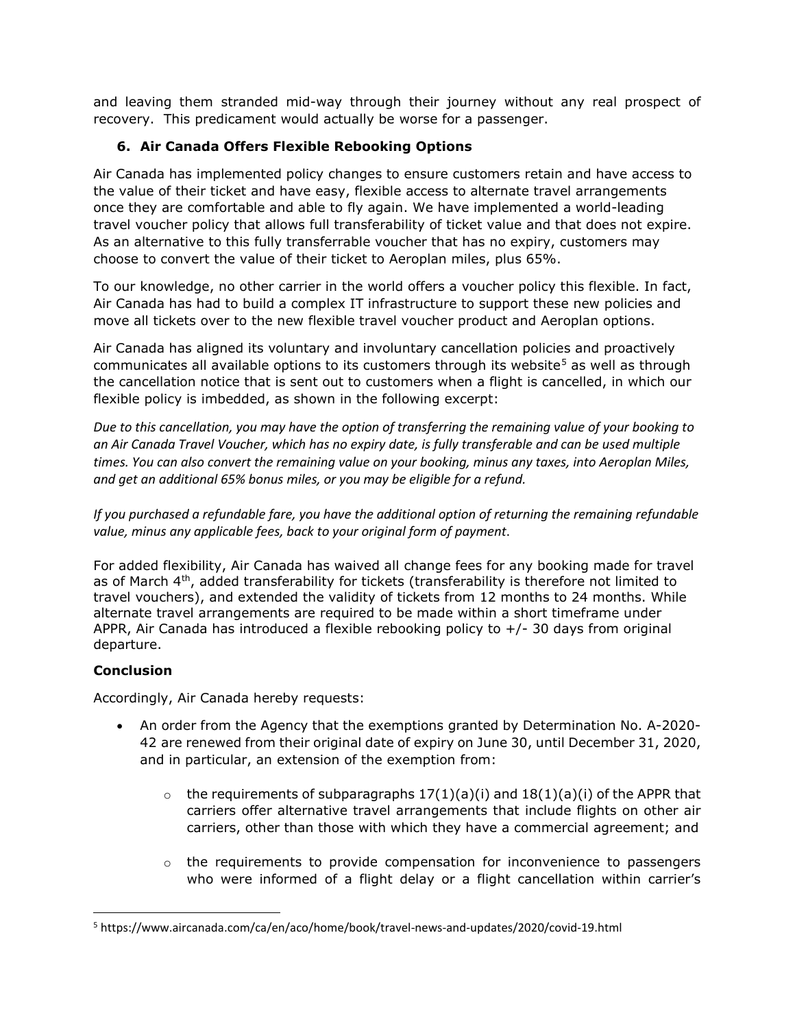and leaving them stranded mid-way through their journey without any real prospect of recovery. This predicament would actually be worse for a passenger.

### 6. Air Canada Offers Flexible Rebooking Options

Air Canada has implemented policy changes to ensure customers retain and have access to the value of their ticket and have easy, flexible access to alternate travel arrangements once they are comfortable and able to fly again. We have implemented a world-leading travel voucher policy that allows full transferability of ticket value and that does not expire. As an alternative to this fully transferrable voucher that has no expiry, customers may choose to convert the value of their ticket to Aeroplan miles, plus 65%.

To our knowledge, no other carrier in the world offers a voucher policy this flexible. In fact, Air Canada has had to build a complex IT infrastructure to support these new policies and move all tickets over to the new flexible travel voucher product and Aeroplan options.

Air Canada has aligned its voluntary and involuntary cancellation policies and proactively communicates all available options to its customers through its website[5] as well as through the cancellation notice that is sent out to customers when a flight is cancelled, in which our flexible policy is imbedded, as shown in the following excerpt:

*Due to this cancellation, you may have the option of transferring the remaining value of your booking to an Air Canada Travel Voucher, which has no expiry date, is fully transferable and can be used multiple times. You can also convert the remaining value on your booking, minus any taxes, into Aeroplan Miles, and get an additional 65% bonus miles, or you may be eligible for a refund.*

*If you purchased a refundable fare, you have the additional option of returning the remaining refundable value, minus any applicable fees, back to your original form of payment.*

For added flexibility, Air Canada has waived all change fees for any booking made for travel as of March 4th, added transferability for tickets (transferability is therefore not limited to travel vouchers), and extended the validity of tickets from 12 months to 24 months. While alternate travel arrangements are required to be made within a short timeframe under APPR, Air Canada has introduced a flexible rebooking policy to +/- 30 days from original departure.

### Conclusion

Accordingly, Air Canada hereby requests:

- An order from the Agency that the exemptions granted by Determination No. A-2020-42 are renewed from their original date of expiry on June 30, until December 31, 2020, and in particular, an extension of the exemption from:
    - the requirements of subparagraphs 17(1)(a)(i) and 18(1)(a)(i) of the APPR that carriers offer alternative travel arrangements that include flights on other air carriers, other than those with which they have a commercial agreement; and
    - the requirements to provide compensation for inconvenience to passengers who were informed of a flight delay or a flight cancellation within carrier's

---

[5] https://www.aircanada.com/ca/en/aco/home/book/travel-news-and-updates/2020/covid-19.html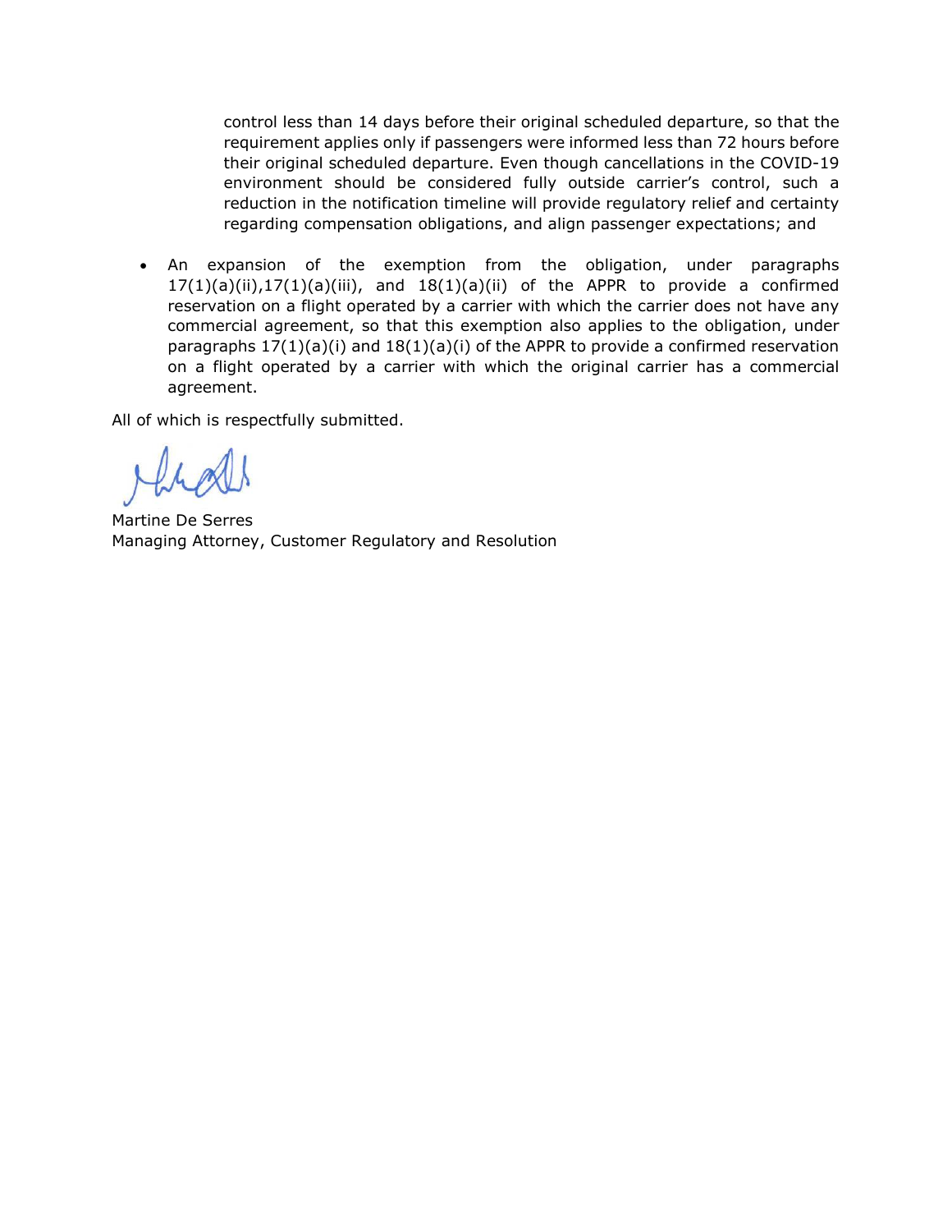control less than 14 days before their original scheduled departure, so that the requirement applies only if passengers were informed less than 72 hours before their original scheduled departure. Even though cancellations in the COVID-19 environment should be considered fully outside carrier's control, such a reduction in the notification timeline will provide regulatory relief and certainty regarding compensation obligations, and align passenger expectations; and

- An expansion of the exemption from the obligation, under paragraphs 17(1)(a)(ii),17(1)(a)(iii), and 18(1)(a)(ii) of the APPR to provide a confirmed reservation on a flight operated by a carrier with which the carrier does not have any commercial agreement, so that this exemption also applies to the obligation, under paragraphs 17(1)(a)(i) and 18(1)(a)(i) of the APPR to provide a confirmed reservation on a flight operated by a carrier with which the original carrier has a commercial agreement.

All of which is respectfully submitted.

Martine De Serres
Managing Attorney, Customer Regulatory and Resolution